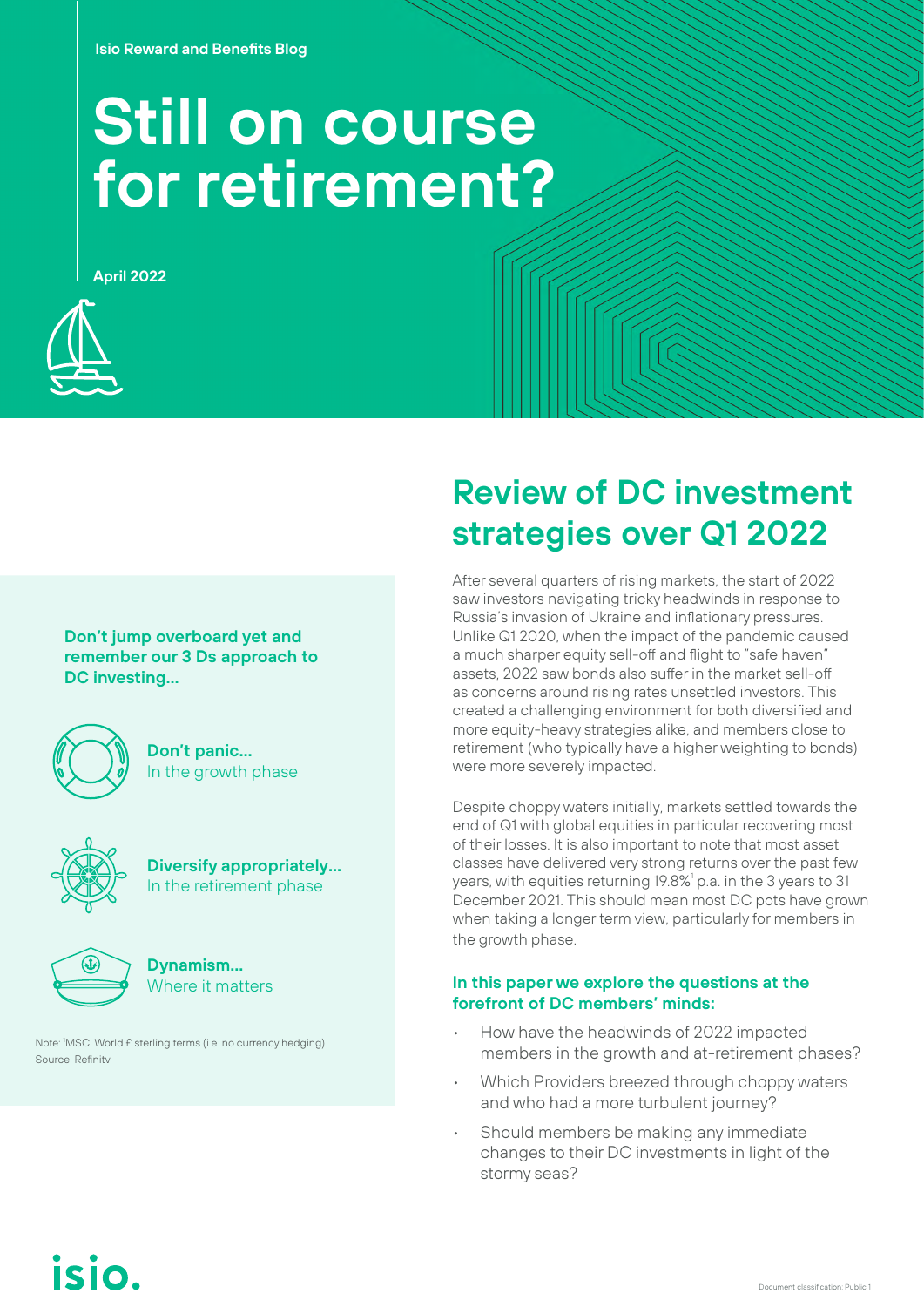Isio Reward and Benefits Blog

# Still on course for retirement?

April 2022

**Don't jump overboard yet and remember our 3 Ds approach to DC investing...**

**Don't panic...**
In the growth phase

**Diversify appropriately...**
In the retirement phase

**Dynamism...**
Where it matters

Note: [1]MSCI World £ sterling terms (i.e. no currency hedging). Source: Refinitv.

## Review of DC investment strategies over Q1 2022

After several quarters of rising markets, the start of 2022 saw investors navigating tricky headwinds in response to Russia's invasion of Ukraine and inflationary pressures. Unlike Q1 2020, when the impact of the pandemic caused a much sharper equity sell-off and flight to "safe haven" assets, 2022 saw bonds also suffer in the market sell-off as concerns around rising rates unsettled investors. This created a challenging environment for both diversified and more equity-heavy strategies alike, and members close to retirement (who typically have a higher weighting to bonds) were more severely impacted.

Despite choppy waters initially, markets settled towards the end of Q1 with global equities in particular recovering most of their losses. It is also important to note that most asset classes have delivered very strong returns over the past few years, with equities returning 19.8%[1] p.a. in the 3 years to 31 December 2021. This should mean most DC pots have grown when taking a longer term view, particularly for members in the growth phase.

### In this paper we explore the questions at the forefront of DC members' minds:

- How have the headwinds of 2022 impacted members in the growth and at-retirement phases?
- Which Providers breezed through choppy waters and who had a more turbulent journey?
- Should members be making any immediate changes to their DC investments in light of the stormy seas?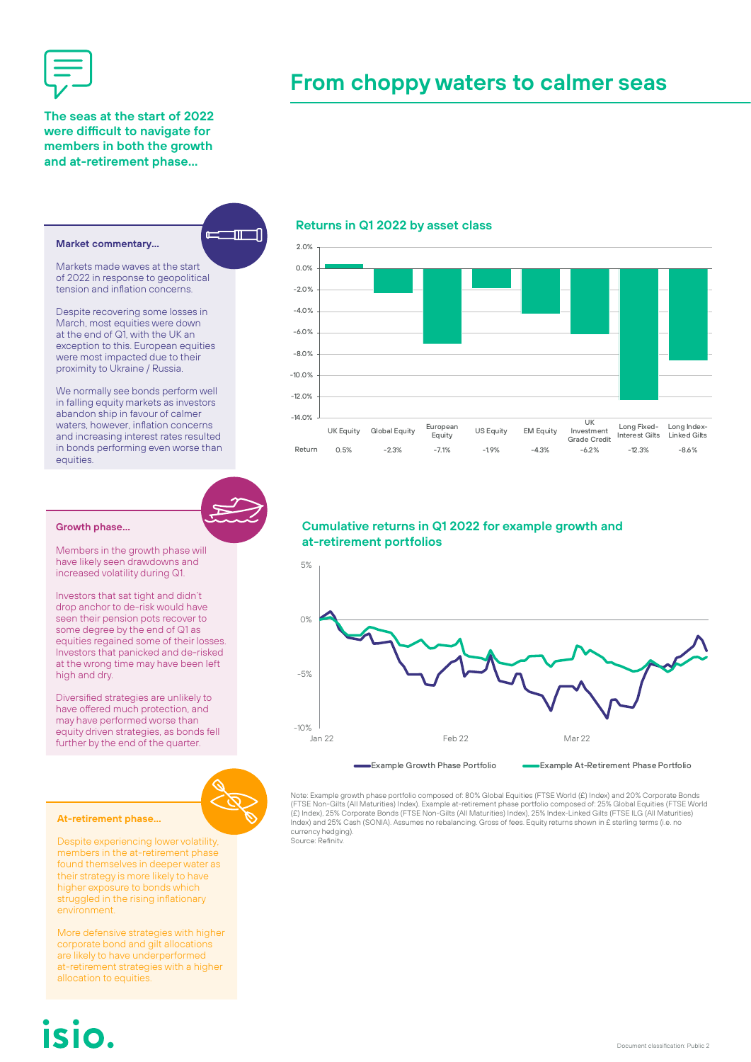# From choppy waters to calmer seas

**The seas at the start of 2022 were difficult to navigate for members in both the growth and at-retirement phase...**

### Market commentary...

Markets made waves at the start of 2022 in response to geopolitical tension and inflation concerns.

Despite recovering some losses in March, most equities were down at the end of Q1, with the UK an exception to this. European equities were most impacted due to their proximity to Ukraine / Russia.

We normally see bonds perform well in falling equity markets as investors abandon ship in favour of calmer waters, however, inflation concerns and increasing interest rates resulted in bonds performing even worse than equities.

### Returns in Q1 2022 by asset class

| | UK Equity | Global Equity | European Equity | US Equity | EM Equity | UK Investment Grade Credit | Long Fixed-Interest Gilts | Long Index-Linked Gilts |
|---|---|---|---|---|---|---|---|---|
| Return | 0.5% | -2.3% | -7.1% | -1.9% | -4.3% | -6.2% | -12.3% | -8.6% |

### Growth phase...

Members in the growth phase will have likely seen drawdowns and increased volatility during Q1.

Investors that sat tight and didn't drop anchor to de-risk would have seen their pension pots recover to some degree by the end of Q1 as equities regained some of their losses. Investors that panicked and de-risked at the wrong time may have been left high and dry.

Diversified strategies are unlikely to have offered much protection, and may have performed worse than equity driven strategies, as bonds fell further by the end of the quarter.

### Cumulative returns in Q1 2022 for example growth and at-retirement portfolios

Example Growth Phase Portfolio — Example At-Retirement Phase Portfolio

Note: Example growth phase portfolio composed of: 80% Global Equities (FTSE World (£) Index) and 20% Corporate Bonds (FTSE Non-Gilts (All Maturities) Index). Example at-retirement phase portfolio composed of: 25% Global Equities (FTSE World (£) Index), 25% Corporate Bonds (FTSE Non-Gilts (All Maturities) Index), 25% Index-Linked Gilts (FTSE ILG (All Maturities) Index) and 25% Cash (SONIA). Assumes no rebalancing. Gross of fees. Equity returns shown in £ sterling terms (i.e. no currency hedging).
Source: Refinitiv.

### At-retirement phase...

Despite experiencing lower volatility, members in the at-retirement phase found themselves in deeper water as their strategy is more likely to have higher exposure to bonds which struggled in the rising inflationary environment.

More defensive strategies with higher corporate bond and gilt allocations are likely to have underperformed at-retirement strategies with a higher allocation to equities.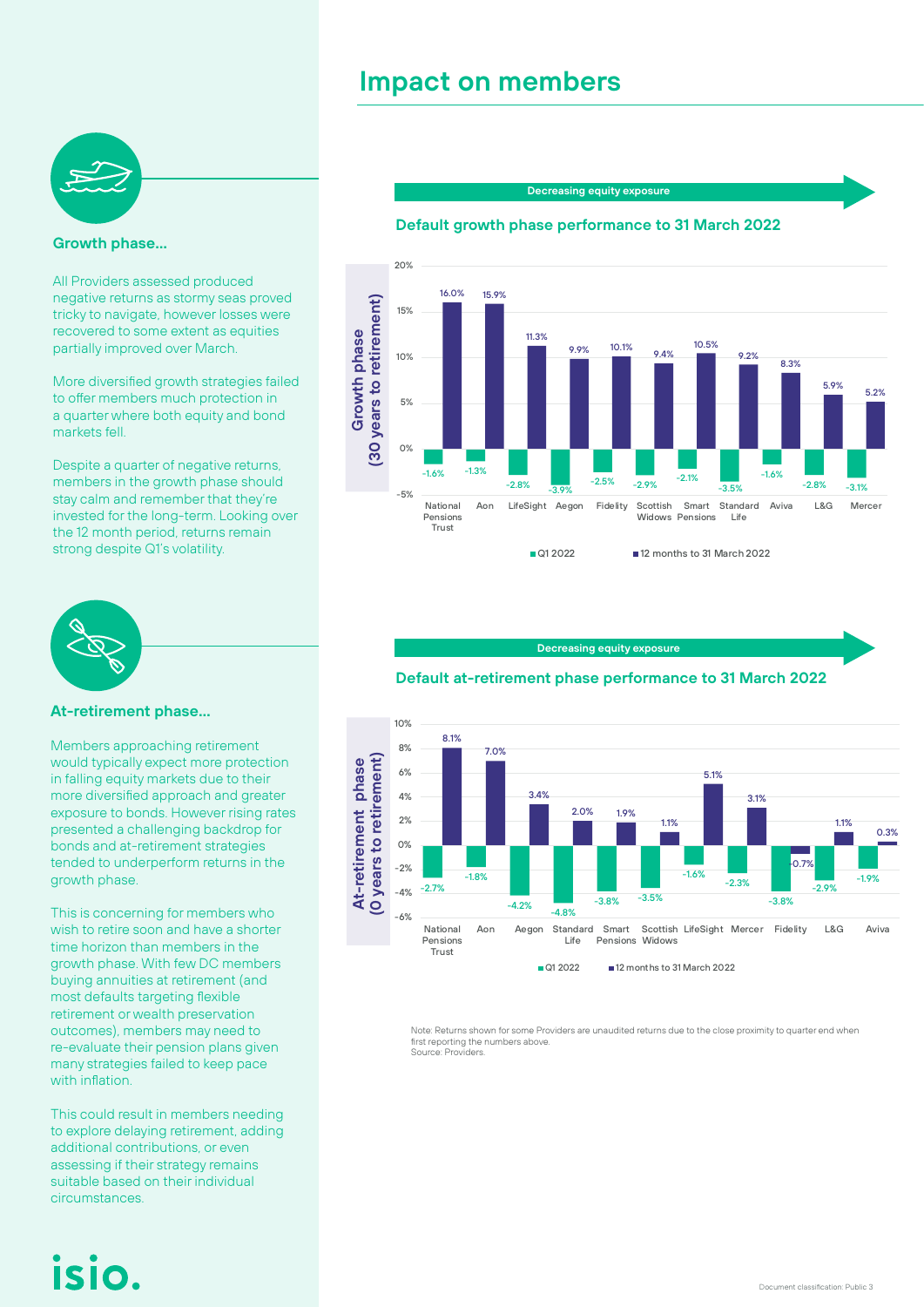# Impact on members

## Growth phase...

All Providers assessed produced negative returns as stormy seas proved tricky to navigate, however losses were recovered to some extent as equities partially improved over March.

More diversified growth strategies failed to offer members much protection in a quarter where both equity and bond markets fell.

Despite a quarter of negative returns, members in the growth phase should stay calm and remember that they're invested for the long-term. Looking over the 12 month period, returns remain strong despite Q1's volatility.

**Decreasing equity exposure →**

### Default growth phase performance to 31 March 2022

Growth phase (30 years to retirement)

| Provider | Q1 2022 | 12 months to 31 March 2022 |
|---|---|---|
| National Pensions Trust | -1.6% | 16.0% |
| Aon | -1.3% | 15.9% |
| LifeSight | -2.8% | 11.3% |
| Aegon | -3.9% | 9.9% |
| Fidelity | -2.5% | 10.1% |
| Scottish Widows | -2.9% | 9.4% |
| Smart Pensions | -2.1% | 10.5% |
| Standard Life | -3.5% | 9.2% |
| Aviva | -1.6% | 8.3% |
| L&G | -2.8% | 5.9% |
| Mercer | -3.1% | 5.2% |

## At-retirement phase...

Members approaching retirement would typically expect more protection in falling equity markets due to their more diversified approach and greater exposure to bonds. However rising rates presented a challenging backdrop for bonds and at-retirement strategies tended to underperform returns in the growth phase.

This is concerning for members who wish to retire soon and have a shorter time horizon than members in the growth phase. With few DC members buying annuities at retirement (and most defaults targeting flexible retirement or wealth preservation outcomes), members may need to re-evaluate their pension plans given many strategies failed to keep pace with inflation.

This could result in members needing to explore delaying retirement, adding additional contributions, or even assessing if their strategy remains suitable based on their individual circumstances.

**Decreasing equity exposure →**

### Default at-retirement phase performance to 31 March 2022

At-retirement phase (0 years to retirement)

| Provider | Q1 2022 | 12 months to 31 March 2022 |
|---|---|---|
| National Pensions Trust | -2.7% | 8.1% |
| Aon | -1.8% | 7.0% |
| Aegon | -4.2% | 3.4% |
| Standard Life | -4.8% | 2.0% |
| Smart Pensions | -3.8% | 1.9% |
| Scottish Widows | -3.5% | 1.1% |
| LifeSight | -1.6% | 5.1% |
| Mercer | -2.3% | 3.1% |
| Fidelity | -3.8% | -0.7% |
| L&G | -2.9% | 1.1% |
| Aviva | -1.9% | 0.3% |

Note: Returns shown for some Providers are unaudited returns due to the close proximity to quarter end when first reporting the numbers above.
Source: Providers.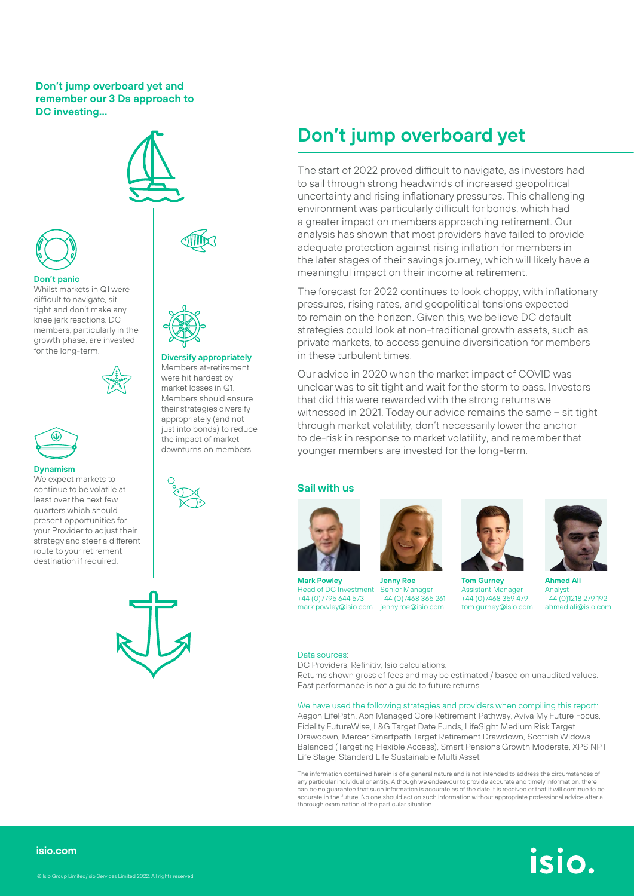**Don't jump overboard yet and remember our 3 Ds approach to DC investing...**

**Don't panic**
Whilst markets in Q1 were difficult to navigate, sit tight and don't make any knee jerk reactions. DC members, particularly in the growth phase, are invested for the long-term.

**Diversify appropriately**
Members at-retirement were hit hardest by market losses in Q1. Members should ensure their strategies diversify appropriately (and not just into bonds) to reduce the impact of market downturns on members.

**Dynamism**
We expect markets to continue to be volatile at least over the next few quarters which should present opportunities for your Provider to adjust their strategy and steer a different route to your retirement destination if required.

# Don't jump overboard yet

The start of 2022 proved difficult to navigate, as investors had to sail through strong headwinds of increased geopolitical uncertainty and rising inflationary pressures. This challenging environment was particularly difficult for bonds, which had a greater impact on members approaching retirement. Our analysis has shown that most providers have failed to provide adequate protection against rising inflation for members in the later stages of their savings journey, which will likely have a meaningful impact on their income at retirement.

The forecast for 2022 continues to look choppy, with inflationary pressures, rising rates, and geopolitical tensions expected to remain on the horizon. Given this, we believe DC default strategies could look at non-traditional growth assets, such as private markets, to access genuine diversification for members in these turbulent times.

Our advice in 2020 when the market impact of COVID was unclear was to sit tight and wait for the storm to pass. Investors that did this were rewarded with the strong returns we witnessed in 2021. Today our advice remains the same – sit tight through market volatility, don't necessarily lower the anchor to de-risk in response to market volatility, and remember that younger members are invested for the long-term.

## Sail with us

**Mark Powley**
Head of DC Investment
+44 (0)7795 644 573
mark.powley@isio.com

**Jenny Roe**
Senior Manager
+44 (0)7468 365 261
jenny.roe@isio.com

**Tom Gurney**
Assistant Manager
+44 (0)7468 359 479
tom.gurney@isio.com

**Ahmed Ali**
Analyst
+44 (0)1218 279 192
ahmed.ali@isio.com

Data sources:
DC Providers, Refinitiv, Isio calculations.
Returns shown gross of fees and may be estimated / based on unaudited values.
Past performance is not a guide to future returns.

We have used the following strategies and providers when compiling this report:
Aegon LifePath, Aon Managed Core Retirement Pathway, Aviva My Future Focus, Fidelity FutureWise, L&G Target Date Funds, LifeSight Medium Risk Target Drawdown, Mercer Smartpath Target Retirement Drawdown, Scottish Widows Balanced (Targeting Flexible Access), Smart Pensions Growth Moderate, XPS NPT Life Stage, Standard Life Sustainable Multi Asset

The information contained herein is of a general nature and is not intended to address the circumstances of any particular individual or entity. Although we endeavour to provide accurate and timely information, there can be no guarantee that such information is accurate as of the date it is received or that it will continue to be accurate in the future. No one should act on such information without appropriate professional advice after a thorough examination of the particular situation.

isio.com

© Isio Group Limited/Isio Services Limited 2022. All rights reserved

isio.